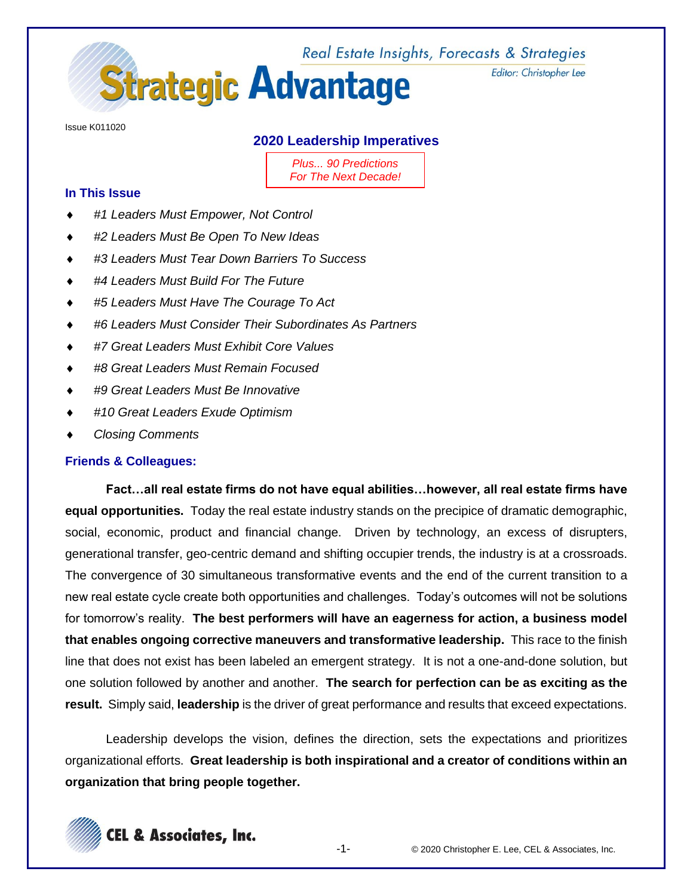# Strategic Advantage

Real Estate Insights, Forecasts & Strategies

Editor: Christopher Lee

Issue K011020

## 2020 Leadership Imperatives

*Plus... 90 Predictions For The Next Decade!*

### In This Issue

- *#1 Leaders Must Empower, Not Control*
- *#2 Leaders Must Be Open To New Ideas*
- *#3 Leaders Must Tear Down Barriers To Success*
- *#4 Leaders Must Build For The Future*
- *#5 Leaders Must Have The Courage To Act*
- *#6 Leaders Must Consider Their Subordinates As Partners*
- *#7 Great Leaders Must Exhibit Core Values*
- *#8 Great Leaders Must Remain Focused*
- *#9 Great Leaders Must Be Innovative*
- *#10 Great Leaders Exude Optimism*
- *Closing Comments*

### Friends & Colleagues:

**Fact…all real estate firms do not have equal abilities…however, all real estate firms have equal opportunities.** Today the real estate industry stands on the precipice of dramatic demographic, social, economic, product and financial change. Driven by technology, an excess of disrupters, generational transfer, geo-centric demand and shifting occupier trends, the industry is at a crossroads. The convergence of 30 simultaneous transformative events and the end of the current transition to a new real estate cycle create both opportunities and challenges. Today's outcomes will not be solutions for tomorrow's reality. **The best performers will have an eagerness for action, a business model that enables ongoing corrective maneuvers and transformative leadership.** This race to the finish line that does not exist has been labeled an emergent strategy. It is not a one-and-done solution, but one solution followed by another and another. **The search for perfection can be as exciting as the result.** Simply said, **leadership** is the driver of great performance and results that exceed expectations.

Leadership develops the vision, defines the direction, sets the expectations and prioritizes organizational efforts. **Great leadership is both inspirational and a creator of conditions within an organization that bring people together.**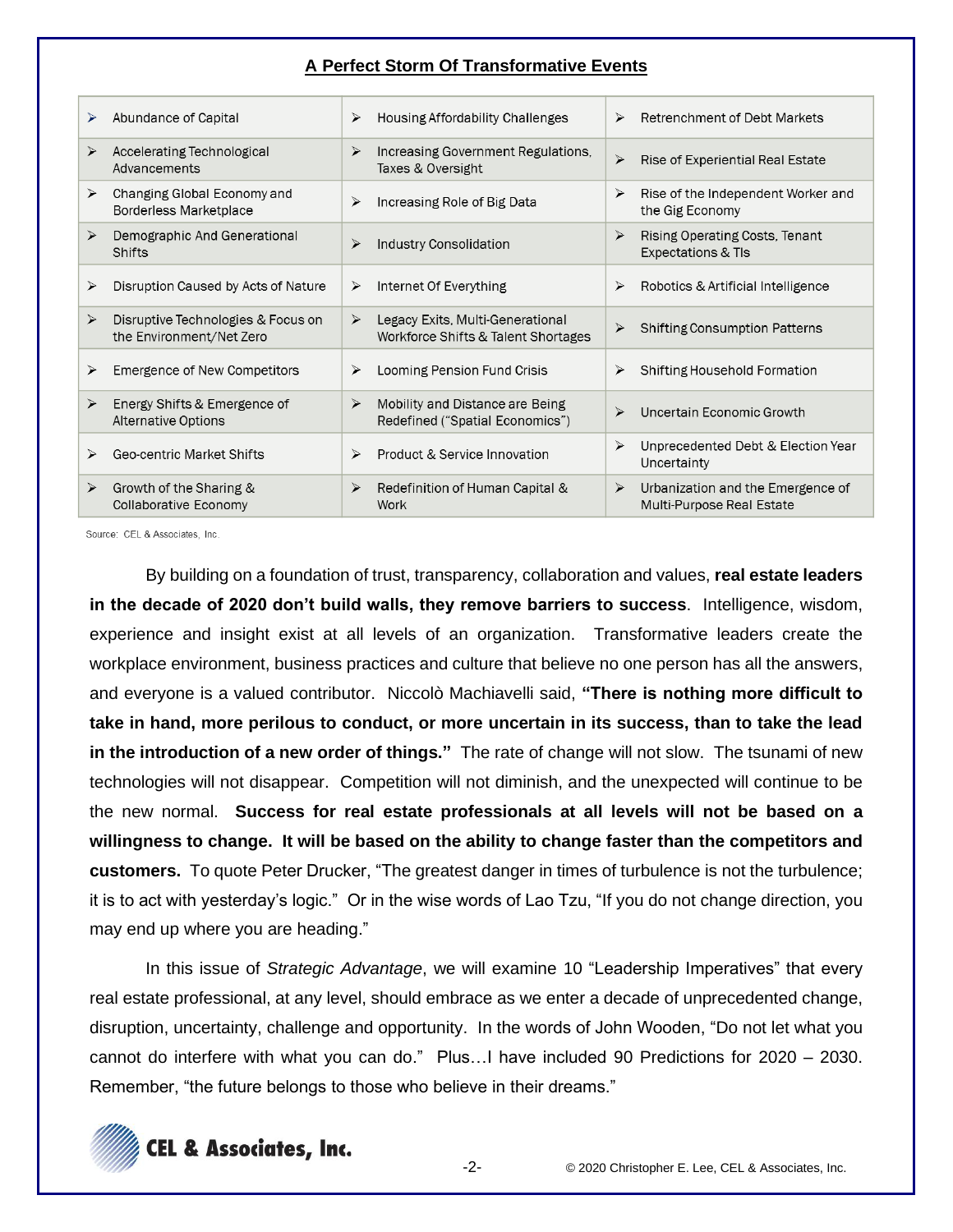## A Perfect Storm Of Transformative Events

| | | |
|---|---|---|
| ➢ Abundance of Capital | ➢ Housing Affordability Challenges | ➢ Retrenchment of Debt Markets |
| ➢ Accelerating Technological Advancements | ➢ Increasing Government Regulations, Taxes & Oversight | ➢ Rise of Experiential Real Estate |
| ➢ Changing Global Economy and Borderless Marketplace | ➢ Increasing Role of Big Data | ➢ Rise of the Independent Worker and the Gig Economy |
| ➢ Demographic And Generational Shifts | ➢ Industry Consolidation | ➢ Rising Operating Costs, Tenant Expectations & TIs |
| ➢ Disruption Caused by Acts of Nature | ➢ Internet Of Everything | ➢ Robotics & Artificial Intelligence |
| ➢ Disruptive Technologies & Focus on the Environment/Net Zero | ➢ Legacy Exits, Multi-Generational Workforce Shifts & Talent Shortages | ➢ Shifting Consumption Patterns |
| ➢ Emergence of New Competitors | ➢ Looming Pension Fund Crisis | ➢ Shifting Household Formation |
| ➢ Energy Shifts & Emergence of Alternative Options | ➢ Mobility and Distance are Being Redefined ("Spatial Economics") | ➢ Uncertain Economic Growth |
| ➢ Geo-centric Market Shifts | ➢ Product & Service Innovation | ➢ Unprecedented Debt & Election Year Uncertainty |
| ➢ Growth of the Sharing & Collaborative Economy | ➢ Redefinition of Human Capital & Work | ➢ Urbanization and the Emergence of Multi-Purpose Real Estate |

Source: CEL & Associates, Inc.

By building on a foundation of trust, transparency, collaboration and values, **real estate leaders in the decade of 2020 don't build walls, they remove barriers to success**. Intelligence, wisdom, experience and insight exist at all levels of an organization. Transformative leaders create the workplace environment, business practices and culture that believe no one person has all the answers, and everyone is a valued contributor. Niccolò Machiavelli said, **"There is nothing more difficult to take in hand, more perilous to conduct, or more uncertain in its success, than to take the lead in the introduction of a new order of things."** The rate of change will not slow. The tsunami of new technologies will not disappear. Competition will not diminish, and the unexpected will continue to be the new normal. **Success for real estate professionals at all levels will not be based on a willingness to change. It will be based on the ability to change faster than the competitors and customers.** To quote Peter Drucker, "The greatest danger in times of turbulence is not the turbulence; it is to act with yesterday's logic." Or in the wise words of Lao Tzu, "If you do not change direction, you may end up where you are heading."

In this issue of *Strategic Advantage*, we will examine 10 "Leadership Imperatives" that every real estate professional, at any level, should embrace as we enter a decade of unprecedented change, disruption, uncertainty, challenge and opportunity. In the words of John Wooden, "Do not let what you cannot do interfere with what you can do." Plus…I have included 90 Predictions for 2020 – 2030. Remember, "the future belongs to those who believe in their dreams."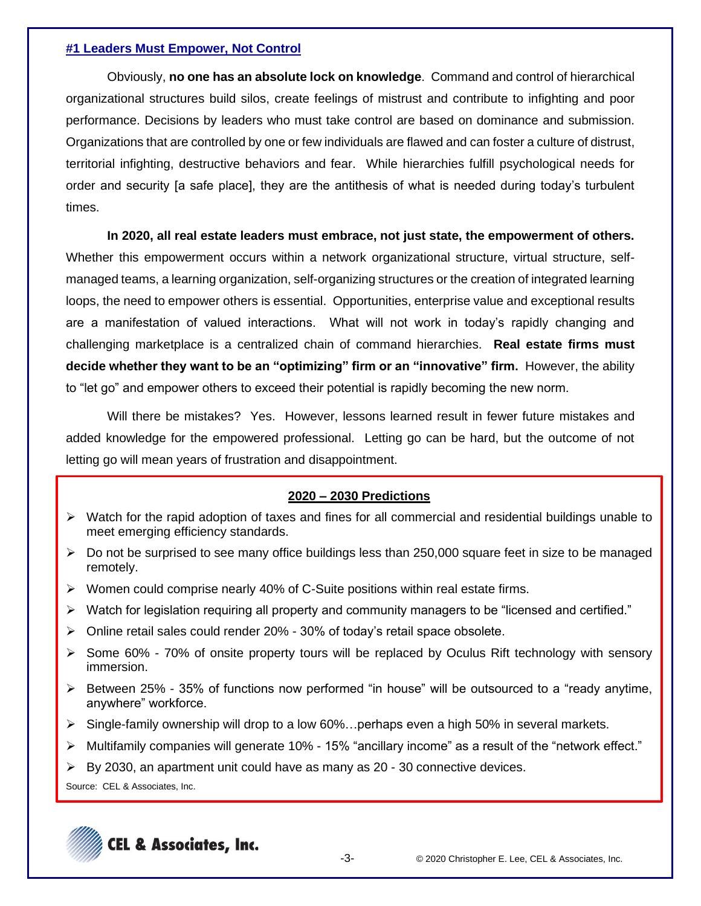## #1 Leaders Must Empower, Not Control

Obviously, **no one has an absolute lock on knowledge**. Command and control of hierarchical organizational structures build silos, create feelings of mistrust and contribute to infighting and poor performance. Decisions by leaders who must take control are based on dominance and submission. Organizations that are controlled by one or few individuals are flawed and can foster a culture of distrust, territorial infighting, destructive behaviors and fear. While hierarchies fulfill psychological needs for order and security [a safe place], they are the antithesis of what is needed during today's turbulent times.

**In 2020, all real estate leaders must embrace, not just state, the empowerment of others.** Whether this empowerment occurs within a network organizational structure, virtual structure, self-managed teams, a learning organization, self-organizing structures or the creation of integrated learning loops, the need to empower others is essential. Opportunities, enterprise value and exceptional results are a manifestation of valued interactions. What will not work in today's rapidly changing and challenging marketplace is a centralized chain of command hierarchies. **Real estate firms must decide whether they want to be an "optimizing" firm or an "innovative" firm.** However, the ability to "let go" and empower others to exceed their potential is rapidly becoming the new norm.

Will there be mistakes? Yes. However, lessons learned result in fewer future mistakes and added knowledge for the empowered professional. Letting go can be hard, but the outcome of not letting go will mean years of frustration and disappointment.

### 2020 – 2030 Predictions

- Watch for the rapid adoption of taxes and fines for all commercial and residential buildings unable to meet emerging efficiency standards.
- Do not be surprised to see many office buildings less than 250,000 square feet in size to be managed remotely.
- Women could comprise nearly 40% of C-Suite positions within real estate firms.
- Watch for legislation requiring all property and community managers to be "licensed and certified."
- Online retail sales could render 20% - 30% of today's retail space obsolete.
- Some 60% - 70% of onsite property tours will be replaced by Oculus Rift technology with sensory immersion.
- Between 25% - 35% of functions now performed "in house" will be outsourced to a "ready anytime, anywhere" workforce.
- Single-family ownership will drop to a low 60%…perhaps even a high 50% in several markets.
- Multifamily companies will generate 10% - 15% "ancillary income" as a result of the "network effect."
- By 2030, an apartment unit could have as many as 20 - 30 connective devices.

Source: CEL & Associates, Inc.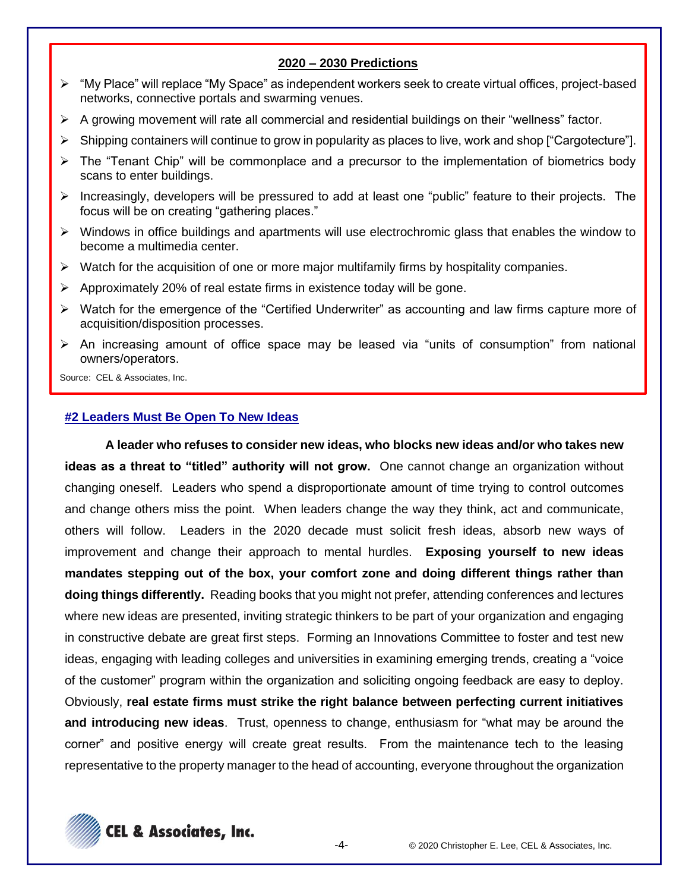**2020 – 2030 Predictions**

- "My Place" will replace "My Space" as independent workers seek to create virtual offices, project-based networks, connective portals and swarming venues.
- A growing movement will rate all commercial and residential buildings on their "wellness" factor.
- Shipping containers will continue to grow in popularity as places to live, work and shop ["Cargotecture"].
- The "Tenant Chip" will be commonplace and a precursor to the implementation of biometrics body scans to enter buildings.
- Increasingly, developers will be pressured to add at least one "public" feature to their projects. The focus will be on creating "gathering places."
- Windows in office buildings and apartments will use electrochromic glass that enables the window to become a multimedia center.
- Watch for the acquisition of one or more major multifamily firms by hospitality companies.
- Approximately 20% of real estate firms in existence today will be gone.
- Watch for the emergence of the "Certified Underwriter" as accounting and law firms capture more of acquisition/disposition processes.
- An increasing amount of office space may be leased via "units of consumption" from national owners/operators.

Source: CEL & Associates, Inc.

## #2 Leaders Must Be Open To New Ideas

**A leader who refuses to consider new ideas, who blocks new ideas and/or who takes new ideas as a threat to "titled" authority will not grow.** One cannot change an organization without changing oneself. Leaders who spend a disproportionate amount of time trying to control outcomes and change others miss the point. When leaders change the way they think, act and communicate, others will follow. Leaders in the 2020 decade must solicit fresh ideas, absorb new ways of improvement and change their approach to mental hurdles. **Exposing yourself to new ideas mandates stepping out of the box, your comfort zone and doing different things rather than doing things differently.** Reading books that you might not prefer, attending conferences and lectures where new ideas are presented, inviting strategic thinkers to be part of your organization and engaging in constructive debate are great first steps. Forming an Innovations Committee to foster and test new ideas, engaging with leading colleges and universities in examining emerging trends, creating a "voice of the customer" program within the organization and soliciting ongoing feedback are easy to deploy. Obviously, **real estate firms must strike the right balance between perfecting current initiatives and introducing new ideas**. Trust, openness to change, enthusiasm for "what may be around the corner" and positive energy will create great results. From the maintenance tech to the leasing representative to the property manager to the head of accounting, everyone throughout the organization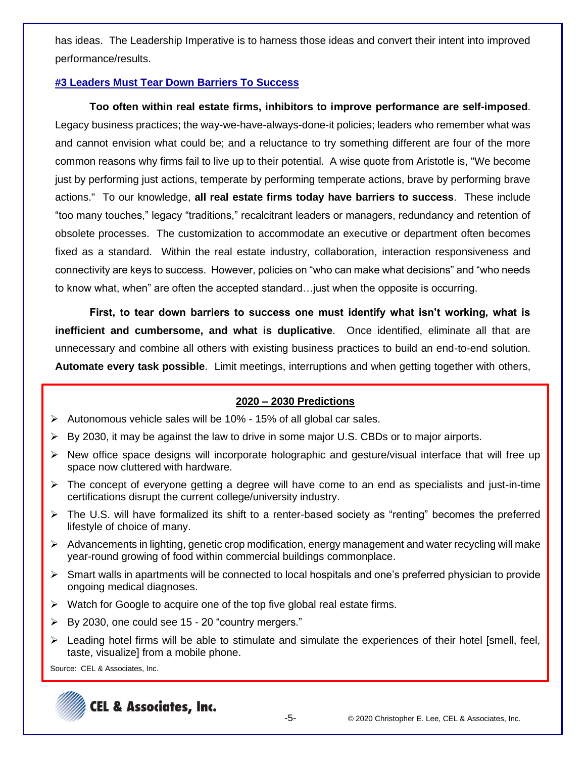has ideas. The Leadership Imperative is to harness those ideas and convert their intent into improved performance/results.

### #3 Leaders Must Tear Down Barriers To Success

**Too often within real estate firms, inhibitors to improve performance are self-imposed**. Legacy business practices; the way-we-have-always-done-it policies; leaders who remember what was and cannot envision what could be; and a reluctance to try something different are four of the more common reasons why firms fail to live up to their potential. A wise quote from Aristotle is, "We become just by performing just actions, temperate by performing temperate actions, brave by performing brave actions." To our knowledge, **all real estate firms today have barriers to success**. These include "too many touches," legacy "traditions," recalcitrant leaders or managers, redundancy and retention of obsolete processes. The customization to accommodate an executive or department often becomes fixed as a standard. Within the real estate industry, collaboration, interaction responsiveness and connectivity are keys to success. However, policies on "who can make what decisions" and "who needs to know what, when" are often the accepted standard…just when the opposite is occurring.

**First, to tear down barriers to success one must identify what isn't working, what is inefficient and cumbersome, and what is duplicative**. Once identified, eliminate all that are unnecessary and combine all others with existing business practices to build an end-to-end solution. **Automate every task possible**. Limit meetings, interruptions and when getting together with others,

**2020 – 2030 Predictions**

- Autonomous vehicle sales will be 10% - 15% of all global car sales.
- By 2030, it may be against the law to drive in some major U.S. CBDs or to major airports.
- New office space designs will incorporate holographic and gesture/visual interface that will free up space now cluttered with hardware.
- The concept of everyone getting a degree will have come to an end as specialists and just-in-time certifications disrupt the current college/university industry.
- The U.S. will have formalized its shift to a renter-based society as "renting" becomes the preferred lifestyle of choice of many.
- Advancements in lighting, genetic crop modification, energy management and water recycling will make year-round growing of food within commercial buildings commonplace.
- Smart walls in apartments will be connected to local hospitals and one's preferred physician to provide ongoing medical diagnoses.
- Watch for Google to acquire one of the top five global real estate firms.
- By 2030, one could see 15 - 20 "country mergers."
- Leading hotel firms will be able to stimulate and simulate the experiences of their hotel [smell, feel, taste, visualize] from a mobile phone.

Source: CEL & Associates, Inc.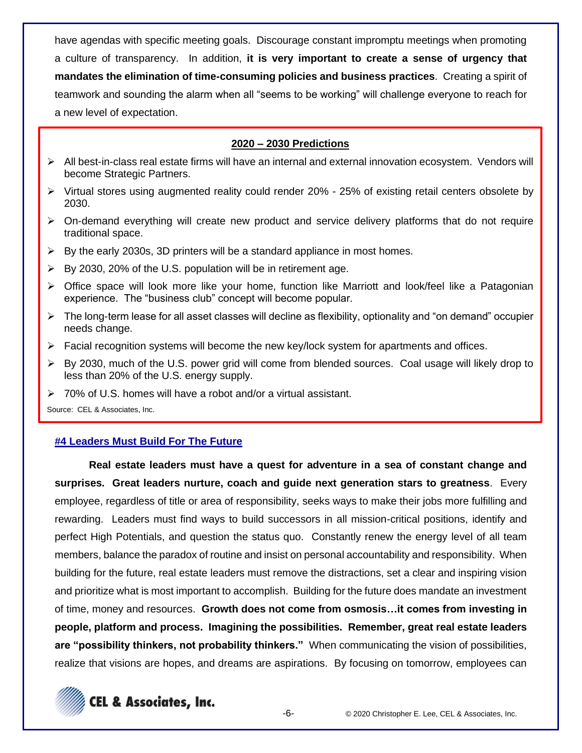have agendas with specific meeting goals. Discourage constant impromptu meetings when promoting a culture of transparency. In addition, **it is very important to create a sense of urgency that mandates the elimination of time-consuming policies and business practices**. Creating a spirit of teamwork and sounding the alarm when all "seems to be working" will challenge everyone to reach for a new level of expectation.

**2020 – 2030 Predictions**

- All best-in-class real estate firms will have an internal and external innovation ecosystem. Vendors will become Strategic Partners.
- Virtual stores using augmented reality could render 20% - 25% of existing retail centers obsolete by 2030.
- On-demand everything will create new product and service delivery platforms that do not require traditional space.
- By the early 2030s, 3D printers will be a standard appliance in most homes.
- By 2030, 20% of the U.S. population will be in retirement age.
- Office space will look more like your home, function like Marriott and look/feel like a Patagonian experience. The "business club" concept will become popular.
- The long-term lease for all asset classes will decline as flexibility, optionality and "on demand" occupier needs change.
- Facial recognition systems will become the new key/lock system for apartments and offices.
- By 2030, much of the U.S. power grid will come from blended sources. Coal usage will likely drop to less than 20% of the U.S. energy supply.
- 70% of U.S. homes will have a robot and/or a virtual assistant.

Source: CEL & Associates, Inc.

## #4 Leaders Must Build For The Future

**Real estate leaders must have a quest for adventure in a sea of constant change and surprises. Great leaders nurture, coach and guide next generation stars to greatness**. Every employee, regardless of title or area of responsibility, seeks ways to make their jobs more fulfilling and rewarding. Leaders must find ways to build successors in all mission-critical positions, identify and perfect High Potentials, and question the status quo. Constantly renew the energy level of all team members, balance the paradox of routine and insist on personal accountability and responsibility. When building for the future, real estate leaders must remove the distractions, set a clear and inspiring vision and prioritize what is most important to accomplish. Building for the future does mandate an investment of time, money and resources. **Growth does not come from osmosis…it comes from investing in people, platform and process. Imagining the possibilities. Remember, great real estate leaders are "possibility thinkers, not probability thinkers."** When communicating the vision of possibilities, realize that visions are hopes, and dreams are aspirations. By focusing on tomorrow, employees can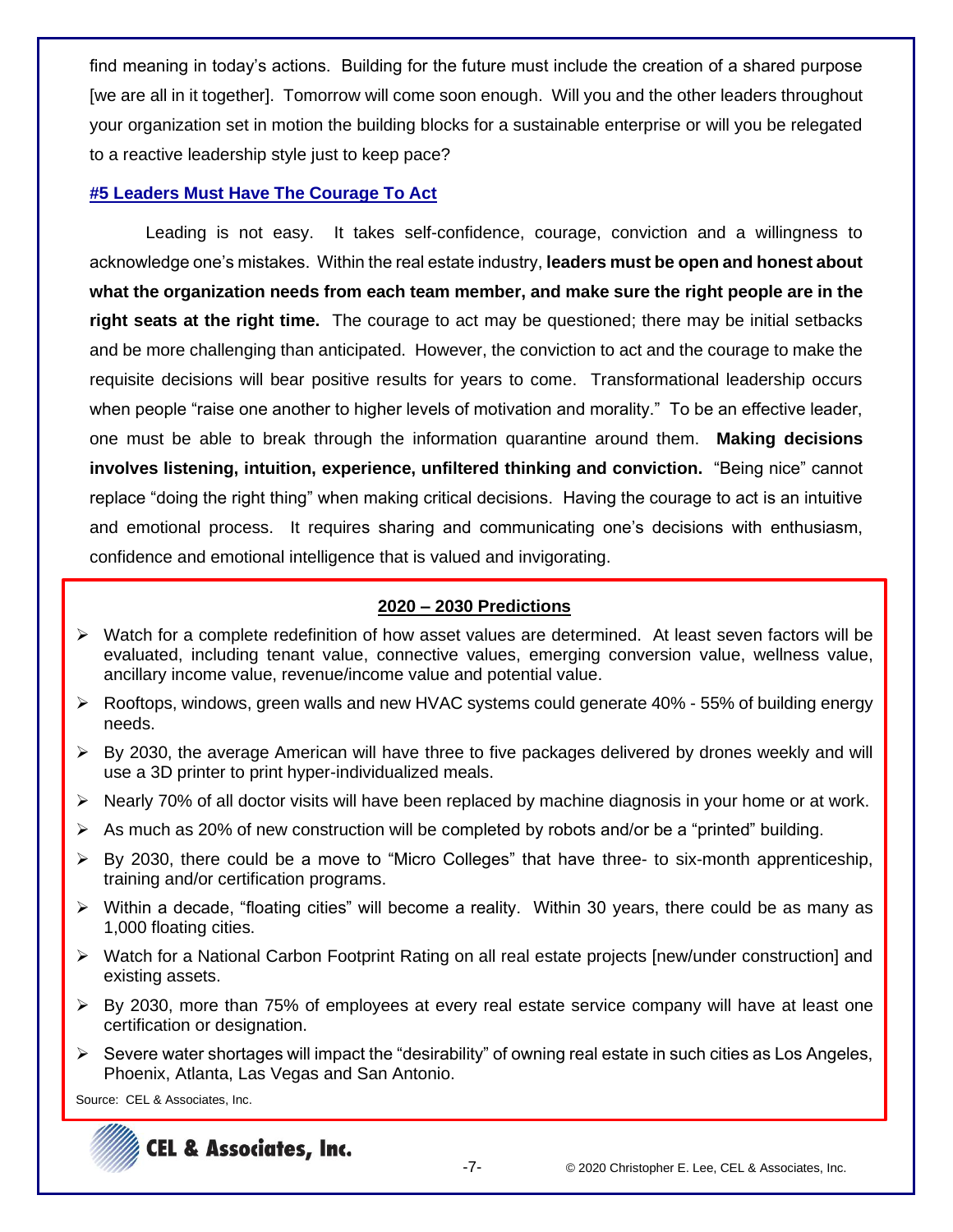find meaning in today's actions. Building for the future must include the creation of a shared purpose [we are all in it together]. Tomorrow will come soon enough. Will you and the other leaders throughout your organization set in motion the building blocks for a sustainable enterprise or will you be relegated to a reactive leadership style just to keep pace?

### #5 Leaders Must Have The Courage To Act

Leading is not easy. It takes self-confidence, courage, conviction and a willingness to acknowledge one's mistakes. Within the real estate industry, **leaders must be open and honest about what the organization needs from each team member, and make sure the right people are in the right seats at the right time.** The courage to act may be questioned; there may be initial setbacks and be more challenging than anticipated. However, the conviction to act and the courage to make the requisite decisions will bear positive results for years to come. Transformational leadership occurs when people "raise one another to higher levels of motivation and morality." To be an effective leader, one must be able to break through the information quarantine around them. **Making decisions involves listening, intuition, experience, unfiltered thinking and conviction.** "Being nice" cannot replace "doing the right thing" when making critical decisions. Having the courage to act is an intuitive and emotional process. It requires sharing and communicating one's decisions with enthusiasm, confidence and emotional intelligence that is valued and invigorating.

#### 2020 – 2030 Predictions

- Watch for a complete redefinition of how asset values are determined. At least seven factors will be evaluated, including tenant value, connective values, emerging conversion value, wellness value, ancillary income value, revenue/income value and potential value.
- Rooftops, windows, green walls and new HVAC systems could generate 40% - 55% of building energy needs.
- By 2030, the average American will have three to five packages delivered by drones weekly and will use a 3D printer to print hyper-individualized meals.
- Nearly 70% of all doctor visits will have been replaced by machine diagnosis in your home or at work.
- As much as 20% of new construction will be completed by robots and/or be a "printed" building.
- By 2030, there could be a move to "Micro Colleges" that have three- to six-month apprenticeship, training and/or certification programs.
- Within a decade, "floating cities" will become a reality. Within 30 years, there could be as many as 1,000 floating cities.
- Watch for a National Carbon Footprint Rating on all real estate projects [new/under construction] and existing assets.
- By 2030, more than 75% of employees at every real estate service company will have at least one certification or designation.
- Severe water shortages will impact the "desirability" of owning real estate in such cities as Los Angeles, Phoenix, Atlanta, Las Vegas and San Antonio.

Source: CEL & Associates, Inc.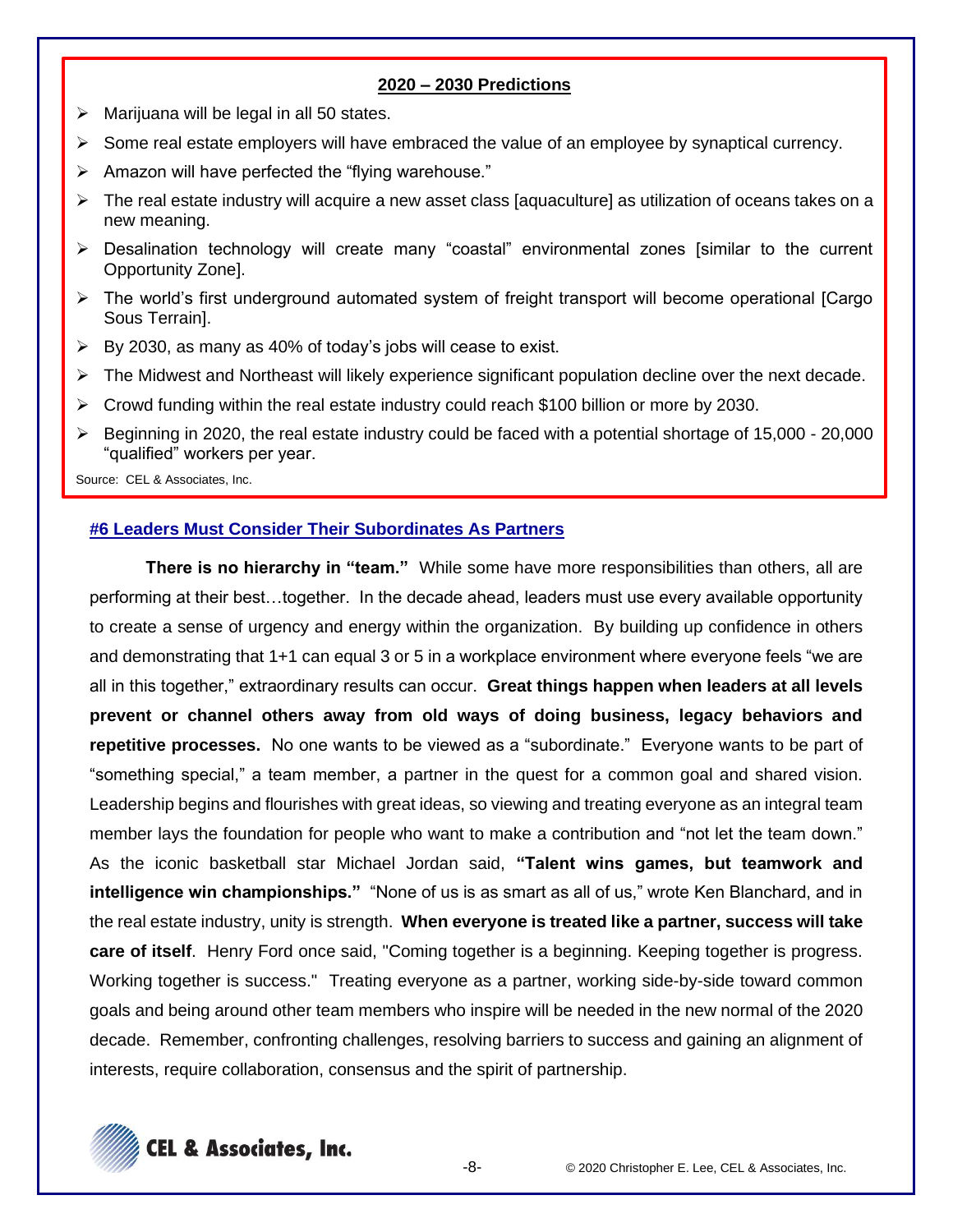**2020 – 2030 Predictions**

- Marijuana will be legal in all 50 states.
- Some real estate employers will have embraced the value of an employee by synaptical currency.
- Amazon will have perfected the "flying warehouse."
- The real estate industry will acquire a new asset class [aquaculture] as utilization of oceans takes on a new meaning.
- Desalination technology will create many "coastal" environmental zones [similar to the current Opportunity Zone].
- The world's first underground automated system of freight transport will become operational [Cargo Sous Terrain].
- By 2030, as many as 40% of today's jobs will cease to exist.
- The Midwest and Northeast will likely experience significant population decline over the next decade.
- Crowd funding within the real estate industry could reach $100 billion or more by 2030.
- Beginning in 2020, the real estate industry could be faced with a potential shortage of 15,000 - 20,000 "qualified" workers per year.

Source: CEL & Associates, Inc.

## #6 Leaders Must Consider Their Subordinates As Partners

**There is no hierarchy in "team."** While some have more responsibilities than others, all are performing at their best…together. In the decade ahead, leaders must use every available opportunity to create a sense of urgency and energy within the organization. By building up confidence in others and demonstrating that 1+1 can equal 3 or 5 in a workplace environment where everyone feels "we are all in this together," extraordinary results can occur. **Great things happen when leaders at all levels prevent or channel others away from old ways of doing business, legacy behaviors and repetitive processes.** No one wants to be viewed as a "subordinate." Everyone wants to be part of "something special," a team member, a partner in the quest for a common goal and shared vision. Leadership begins and flourishes with great ideas, so viewing and treating everyone as an integral team member lays the foundation for people who want to make a contribution and "not let the team down." As the iconic basketball star Michael Jordan said, **"Talent wins games, but teamwork and intelligence win championships."** "None of us is as smart as all of us," wrote Ken Blanchard, and in the real estate industry, unity is strength. **When everyone is treated like a partner, success will take care of itself**. Henry Ford once said, "Coming together is a beginning. Keeping together is progress. Working together is success." Treating everyone as a partner, working side-by-side toward common goals and being around other team members who inspire will be needed in the new normal of the 2020 decade. Remember, confronting challenges, resolving barriers to success and gaining an alignment of interests, require collaboration, consensus and the spirit of partnership.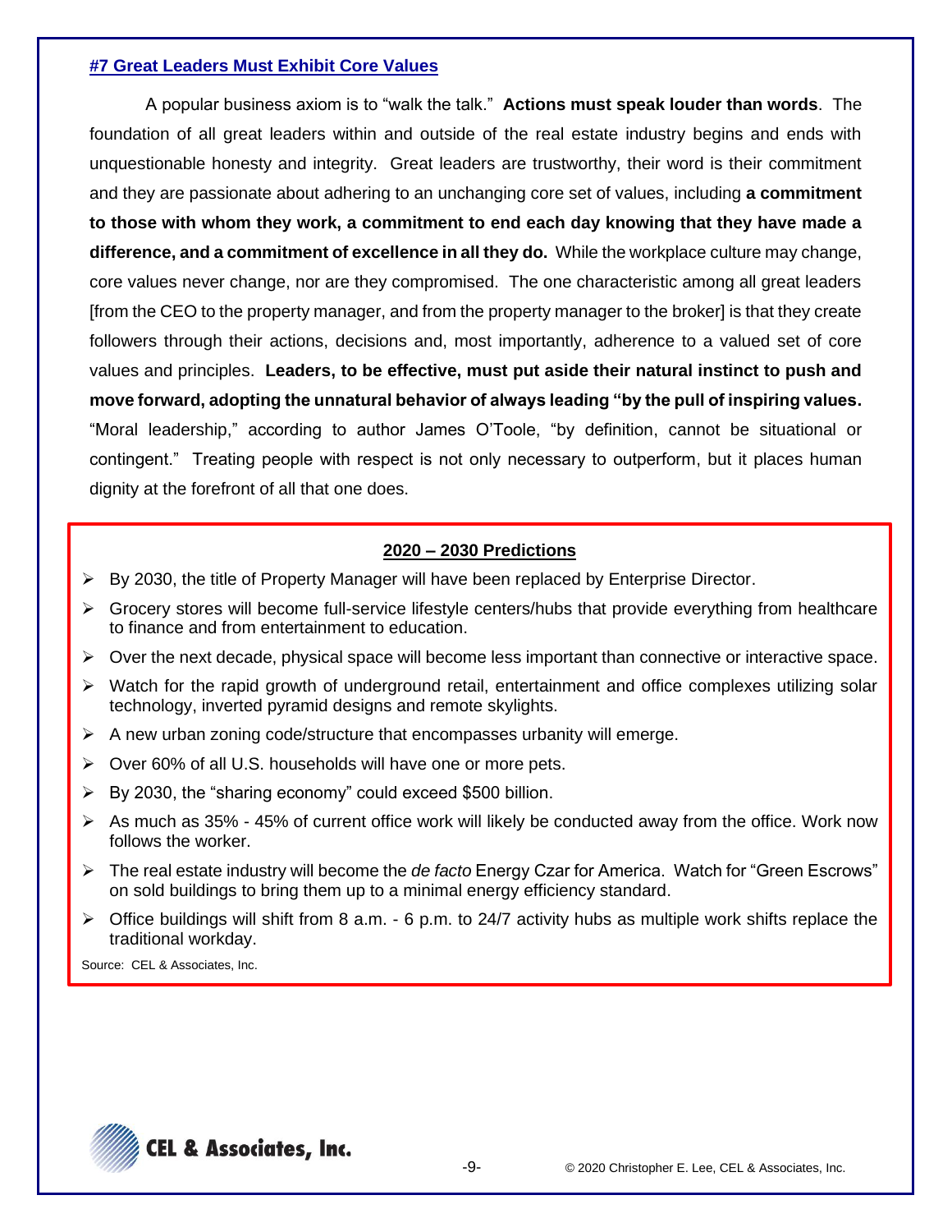### #7 Great Leaders Must Exhibit Core Values

A popular business axiom is to "walk the talk." **Actions must speak louder than words**. The foundation of all great leaders within and outside of the real estate industry begins and ends with unquestionable honesty and integrity. Great leaders are trustworthy, their word is their commitment and they are passionate about adhering to an unchanging core set of values, including **a commitment to those with whom they work, a commitment to end each day knowing that they have made a difference, and a commitment of excellence in all they do.** While the workplace culture may change, core values never change, nor are they compromised. The one characteristic among all great leaders [from the CEO to the property manager, and from the property manager to the broker] is that they create followers through their actions, decisions and, most importantly, adherence to a valued set of core values and principles. **Leaders, to be effective, must put aside their natural instinct to push and move forward, adopting the unnatural behavior of always leading "by the pull of inspiring values.** "Moral leadership," according to author James O'Toole, "by definition, cannot be situational or contingent." Treating people with respect is not only necessary to outperform, but it places human dignity at the forefront of all that one does.

**2020 – 2030 Predictions**

- By 2030, the title of Property Manager will have been replaced by Enterprise Director.
- Grocery stores will become full-service lifestyle centers/hubs that provide everything from healthcare to finance and from entertainment to education.
- Over the next decade, physical space will become less important than connective or interactive space.
- Watch for the rapid growth of underground retail, entertainment and office complexes utilizing solar technology, inverted pyramid designs and remote skylights.
- A new urban zoning code/structure that encompasses urbanity will emerge.
- Over 60% of all U.S. households will have one or more pets.
- By 2030, the "sharing economy" could exceed $500 billion.
- As much as 35% - 45% of current office work will likely be conducted away from the office. Work now follows the worker.
- The real estate industry will become the *de facto* Energy Czar for America. Watch for "Green Escrows" on sold buildings to bring them up to a minimal energy efficiency standard.
- Office buildings will shift from 8 a.m. - 6 p.m. to 24/7 activity hubs as multiple work shifts replace the traditional workday.

Source: CEL & Associates, Inc.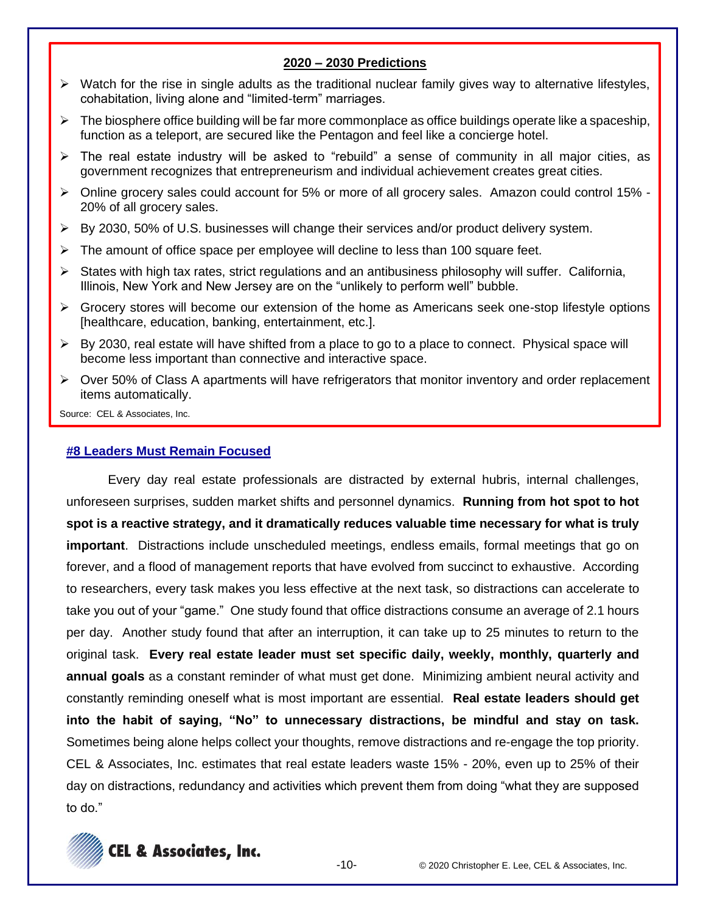**2020 – 2030 Predictions**

- Watch for the rise in single adults as the traditional nuclear family gives way to alternative lifestyles, cohabitation, living alone and "limited-term" marriages.
- The biosphere office building will be far more commonplace as office buildings operate like a spaceship, function as a teleport, are secured like the Pentagon and feel like a concierge hotel.
- The real estate industry will be asked to "rebuild" a sense of community in all major cities, as government recognizes that entrepreneurism and individual achievement creates great cities.
- Online grocery sales could account for 5% or more of all grocery sales. Amazon could control 15% - 20% of all grocery sales.
- By 2030, 50% of U.S. businesses will change their services and/or product delivery system.
- The amount of office space per employee will decline to less than 100 square feet.
- States with high tax rates, strict regulations and an antibusiness philosophy will suffer. California, Illinois, New York and New Jersey are on the "unlikely to perform well" bubble.
- Grocery stores will become our extension of the home as Americans seek one-stop lifestyle options [healthcare, education, banking, entertainment, etc.].
- By 2030, real estate will have shifted from a place to go to a place to connect. Physical space will become less important than connective and interactive space.
- Over 50% of Class A apartments will have refrigerators that monitor inventory and order replacement items automatically.

Source: CEL & Associates, Inc.

## #8 Leaders Must Remain Focused

Every day real estate professionals are distracted by external hubris, internal challenges, unforeseen surprises, sudden market shifts and personnel dynamics. **Running from hot spot to hot spot is a reactive strategy, and it dramatically reduces valuable time necessary for what is truly important**. Distractions include unscheduled meetings, endless emails, formal meetings that go on forever, and a flood of management reports that have evolved from succinct to exhaustive. According to researchers, every task makes you less effective at the next task, so distractions can accelerate to take you out of your "game." One study found that office distractions consume an average of 2.1 hours per day. Another study found that after an interruption, it can take up to 25 minutes to return to the original task. **Every real estate leader must set specific daily, weekly, monthly, quarterly and annual goals** as a constant reminder of what must get done. Minimizing ambient neural activity and constantly reminding oneself what is most important are essential. **Real estate leaders should get into the habit of saying, "No" to unnecessary distractions, be mindful and stay on task.** Sometimes being alone helps collect your thoughts, remove distractions and re-engage the top priority. CEL & Associates, Inc. estimates that real estate leaders waste 15% - 20%, even up to 25% of their day on distractions, redundancy and activities which prevent them from doing "what they are supposed to do."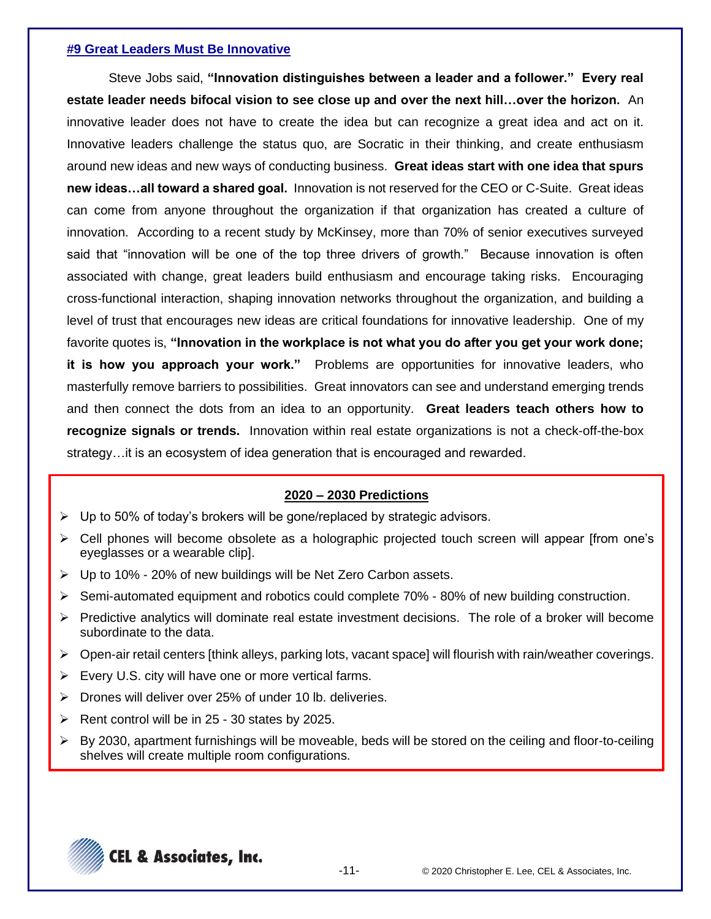## #9 Great Leaders Must Be Innovative

Steve Jobs said, **"Innovation distinguishes between a leader and a follower." Every real estate leader needs bifocal vision to see close up and over the next hill…over the horizon.** An innovative leader does not have to create the idea but can recognize a great idea and act on it. Innovative leaders challenge the status quo, are Socratic in their thinking, and create enthusiasm around new ideas and new ways of conducting business. **Great ideas start with one idea that spurs new ideas…all toward a shared goal.** Innovation is not reserved for the CEO or C-Suite. Great ideas can come from anyone throughout the organization if that organization has created a culture of innovation. According to a recent study by McKinsey, more than 70% of senior executives surveyed said that "innovation will be one of the top three drivers of growth." Because innovation is often associated with change, great leaders build enthusiasm and encourage taking risks. Encouraging cross-functional interaction, shaping innovation networks throughout the organization, and building a level of trust that encourages new ideas are critical foundations for innovative leadership. One of my favorite quotes is, **"Innovation in the workplace is not what you do after you get your work done; it is how you approach your work."** Problems are opportunities for innovative leaders, who masterfully remove barriers to possibilities. Great innovators can see and understand emerging trends and then connect the dots from an idea to an opportunity. **Great leaders teach others how to recognize signals or trends.** Innovation within real estate organizations is not a check-off-the-box strategy…it is an ecosystem of idea generation that is encouraged and rewarded.

### 2020 – 2030 Predictions

- Up to 50% of today's brokers will be gone/replaced by strategic advisors.
- Cell phones will become obsolete as a holographic projected touch screen will appear [from one's eyeglasses or a wearable clip].
- Up to 10% - 20% of new buildings will be Net Zero Carbon assets.
- Semi-automated equipment and robotics could complete 70% - 80% of new building construction.
- Predictive analytics will dominate real estate investment decisions. The role of a broker will become subordinate to the data.
- Open-air retail centers [think alleys, parking lots, vacant space] will flourish with rain/weather coverings.
- Every U.S. city will have one or more vertical farms.
- Drones will deliver over 25% of under 10 lb. deliveries.
- Rent control will be in 25 - 30 states by 2025.
- By 2030, apartment furnishings will be moveable, beds will be stored on the ceiling and floor-to-ceiling shelves will create multiple room configurations.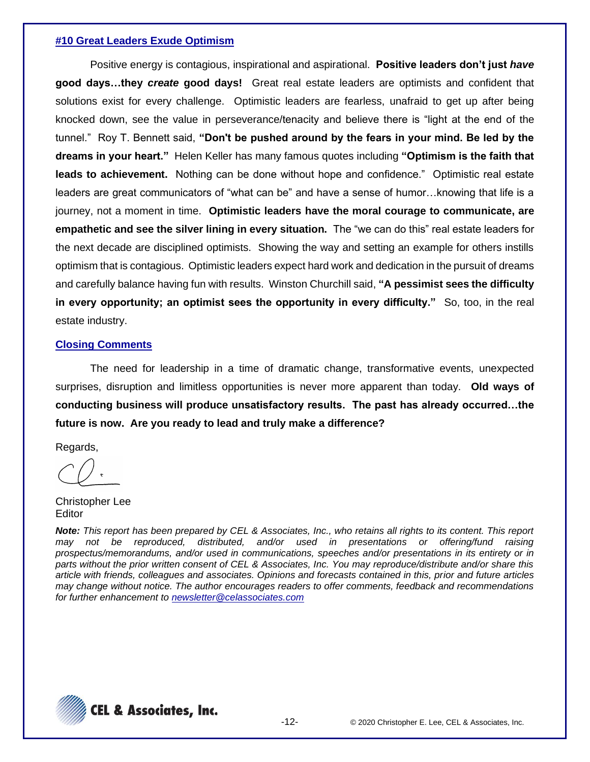### #10 Great Leaders Exude Optimism

Positive energy is contagious, inspirational and aspirational. **Positive leaders don't just *have* good days…they *create* good days!** Great real estate leaders are optimists and confident that solutions exist for every challenge. Optimistic leaders are fearless, unafraid to get up after being knocked down, see the value in perseverance/tenacity and believe there is "light at the end of the tunnel." Roy T. Bennett said, **"Don't be pushed around by the fears in your mind. Be led by the dreams in your heart."** Helen Keller has many famous quotes including **"Optimism is the faith that leads to achievement.** Nothing can be done without hope and confidence." Optimistic real estate leaders are great communicators of "what can be" and have a sense of humor…knowing that life is a journey, not a moment in time. **Optimistic leaders have the moral courage to communicate, are empathetic and see the silver lining in every situation.** The "we can do this" real estate leaders for the next decade are disciplined optimists. Showing the way and setting an example for others instills optimism that is contagious. Optimistic leaders expect hard work and dedication in the pursuit of dreams and carefully balance having fun with results. Winston Churchill said, **"A pessimist sees the difficulty in every opportunity; an optimist sees the opportunity in every difficulty."** So, too, in the real estate industry.

### Closing Comments

The need for leadership in a time of dramatic change, transformative events, unexpected surprises, disruption and limitless opportunities is never more apparent than today. **Old ways of conducting business will produce unsatisfactory results. The past has already occurred…the future is now. Are you ready to lead and truly make a difference?**

Regards,

Christopher Lee
Editor

***Note:*** *This report has been prepared by CEL & Associates, Inc., who retains all rights to its content. This report may not be reproduced, distributed, and/or used in presentations or offering/fund raising prospectus/memorandums, and/or used in communications, speeches and/or presentations in its entirety or in parts without the prior written consent of CEL & Associates, Inc. You may reproduce/distribute and/or share this article with friends, colleagues and associates. Opinions and forecasts contained in this, prior and future articles may change without notice. The author encourages readers to offer comments, feedback and recommendations for further enhancement to newsletter@celassociates.com*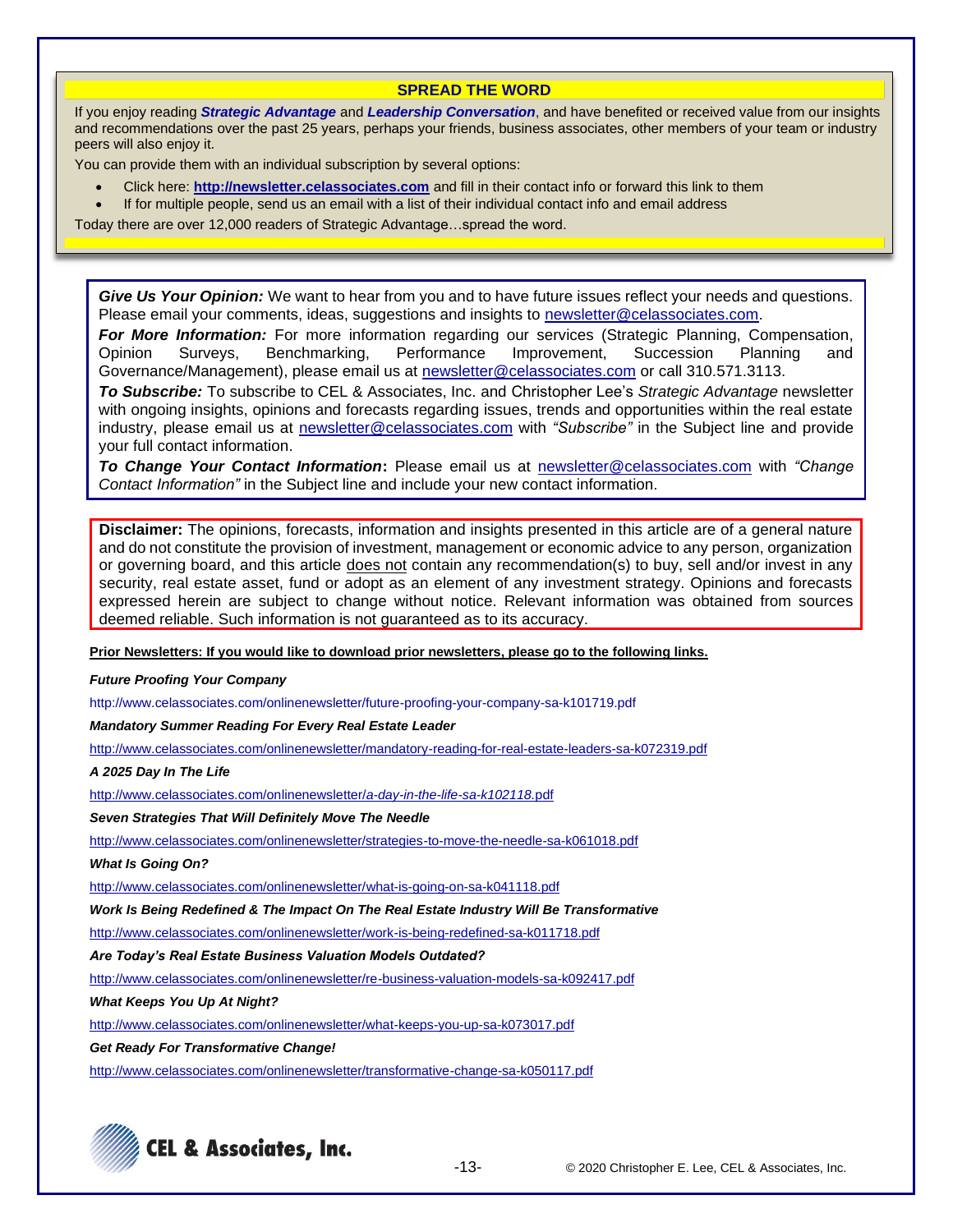## SPREAD THE WORD

If you enjoy reading ***Strategic Advantage*** and ***Leadership Conversation***, and have benefited or received value from our insights and recommendations over the past 25 years, perhaps your friends, business associates, other members of your team or industry peers will also enjoy it.

You can provide them with an individual subscription by several options:

- Click here: **http://newsletter.celassociates.com** and fill in their contact info or forward this link to them
- If for multiple people, send us an email with a list of their individual contact info and email address

Today there are over 12,000 readers of Strategic Advantage…spread the word.

***Give Us Your Opinion:*** We want to hear from you and to have future issues reflect your needs and questions. Please email your comments, ideas, suggestions and insights to newsletter@celassociates.com.

***For More Information:*** For more information regarding our services (Strategic Planning, Compensation, Opinion Surveys, Benchmarking, Performance Improvement, Succession Planning and Governance/Management), please email us at newsletter@celassociates.com or call 310.571.3113.

***To Subscribe:*** To subscribe to CEL & Associates, Inc. and Christopher Lee's *Strategic Advantage* newsletter with ongoing insights, opinions and forecasts regarding issues, trends and opportunities within the real estate industry, please email us at newsletter@celassociates.com with *"Subscribe"* in the Subject line and provide your full contact information.

***To Change Your Contact Information*:** Please email us at newsletter@celassociates.com with *"Change Contact Information"* in the Subject line and include your new contact information.

**Disclaimer:** The opinions, forecasts, information and insights presented in this article are of a general nature and do not constitute the provision of investment, management or economic advice to any person, organization or governing board, and this article does not contain any recommendation(s) to buy, sell and/or invest in any security, real estate asset, fund or adopt as an element of any investment strategy. Opinions and forecasts expressed herein are subject to change without notice. Relevant information was obtained from sources deemed reliable. Such information is not guaranteed as to its accuracy.

**Prior Newsletters: If you would like to download prior newsletters, please go to the following links.**

***Future Proofing Your Company***

http://www.celassociates.com/onlinenewsletter/future-proofing-your-company-sa-k101719.pdf

***Mandatory Summer Reading For Every Real Estate Leader***

http://www.celassociates.com/onlinenewsletter/mandatory-reading-for-real-estate-leaders-sa-k072319.pdf

***A 2025 Day In The Life***

http://www.celassociates.com/onlinenewsletter/a-day-in-the-life-sa-k102118.pdf

***Seven Strategies That Will Definitely Move The Needle***

http://www.celassociates.com/onlinenewsletter/strategies-to-move-the-needle-sa-k061018.pdf

***What Is Going On?***

http://www.celassociates.com/onlinenewsletter/what-is-going-on-sa-k041118.pdf

***Work Is Being Redefined & The Impact On The Real Estate Industry Will Be Transformative***

http://www.celassociates.com/onlinenewsletter/work-is-being-redefined-sa-k011718.pdf

***Are Today's Real Estate Business Valuation Models Outdated?***

http://www.celassociates.com/onlinenewsletter/re-business-valuation-models-sa-k092417.pdf

***What Keeps You Up At Night?***

http://www.celassociates.com/onlinenewsletter/what-keeps-you-up-sa-k073017.pdf

***Get Ready For Transformative Change!***

http://www.celassociates.com/onlinenewsletter/transformative-change-sa-k050117.pdf

CEL & Associates, Inc.

© 2020 Christopher E. Lee, CEL & Associates, Inc.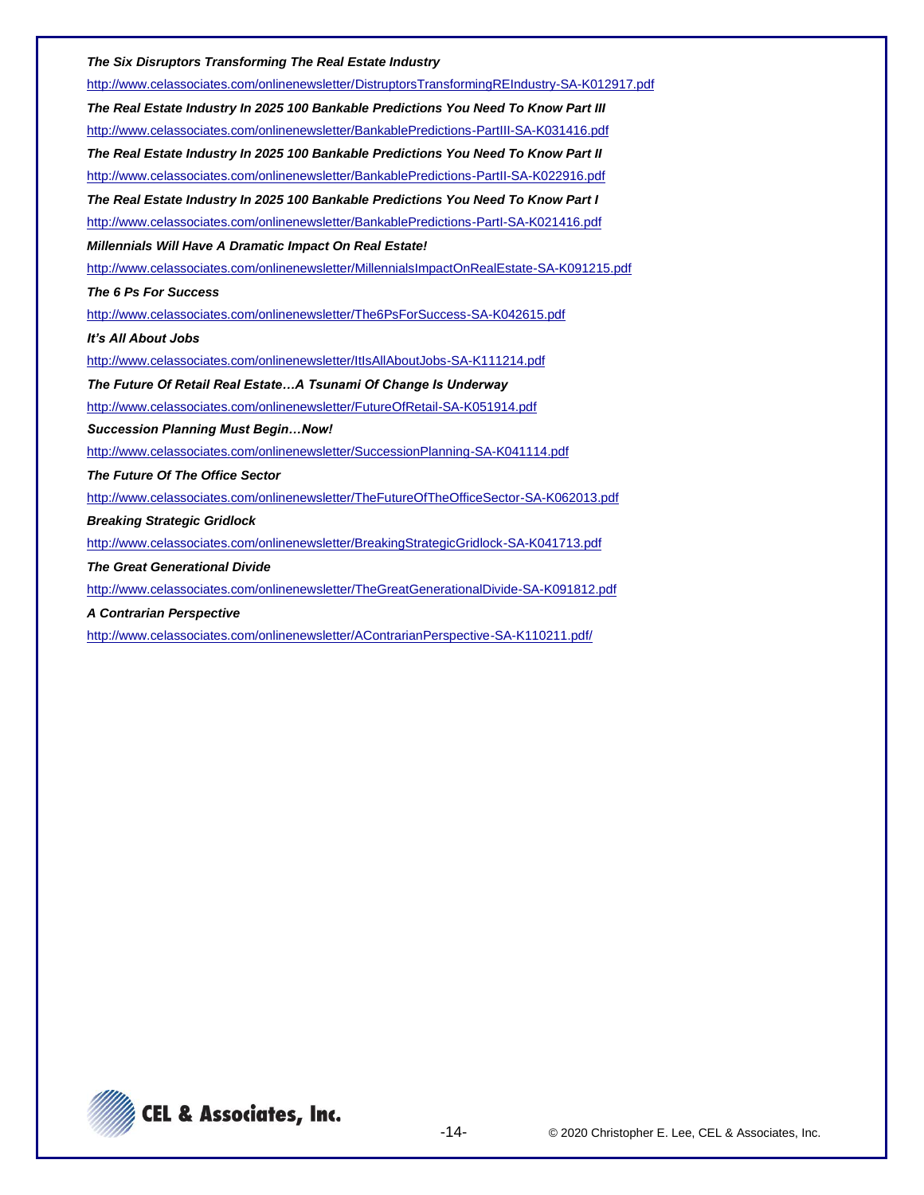***The Six Disruptors Transforming The Real Estate Industry***

http://www.celassociates.com/onlinenewsletter/DistruptorsTransformingREIndustry-SA-K012917.pdf

***The Real Estate Industry In 2025 100 Bankable Predictions You Need To Know Part III***

http://www.celassociates.com/onlinenewsletter/BankablePredictions-PartIII-SA-K031416.pdf

***The Real Estate Industry In 2025 100 Bankable Predictions You Need To Know Part II***

http://www.celassociates.com/onlinenewsletter/BankablePredictions-PartII-SA-K022916.pdf

***The Real Estate Industry In 2025 100 Bankable Predictions You Need To Know Part I***

http://www.celassociates.com/onlinenewsletter/BankablePredictions-PartI-SA-K021416.pdf

***Millennials Will Have A Dramatic Impact On Real Estate!***

http://www.celassociates.com/onlinenewsletter/MillennialsImpactOnRealEstate-SA-K091215.pdf

***The 6 Ps For Success***

http://www.celassociates.com/onlinenewsletter/The6PsForSuccess-SA-K042615.pdf

***It's All About Jobs***

http://www.celassociates.com/onlinenewsletter/ItIsAllAboutJobs-SA-K111214.pdf

***The Future Of Retail Real Estate…A Tsunami Of Change Is Underway***

http://www.celassociates.com/onlinenewsletter/FutureOfRetail-SA-K051914.pdf

***Succession Planning Must Begin…Now!***

http://www.celassociates.com/onlinenewsletter/SuccessionPlanning-SA-K041114.pdf

***The Future Of The Office Sector***

http://www.celassociates.com/onlinenewsletter/TheFutureOfTheOfficeSector-SA-K062013.pdf

***Breaking Strategic Gridlock***

http://www.celassociates.com/onlinenewsletter/BreakingStrategicGridlock-SA-K041713.pdf

***The Great Generational Divide***

http://www.celassociates.com/onlinenewsletter/TheGreatGenerationalDivide-SA-K091812.pdf

***A Contrarian Perspective***

http://www.celassociates.com/onlinenewsletter/AContrarianPerspective-SA-K110211.pdf/

CEL & Associates, Inc.

© 2020 Christopher E. Lee, CEL & Associates, Inc.